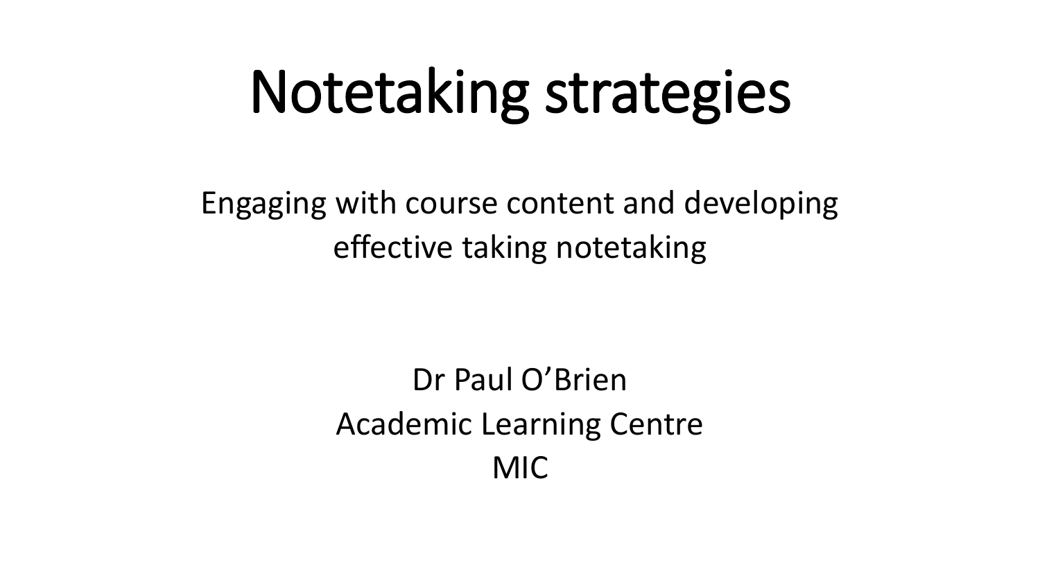# Notetaking strategies

Engaging with course content and developing effective taking notetaking

Dr Paul O'Brien
Academic Learning Centre
MIC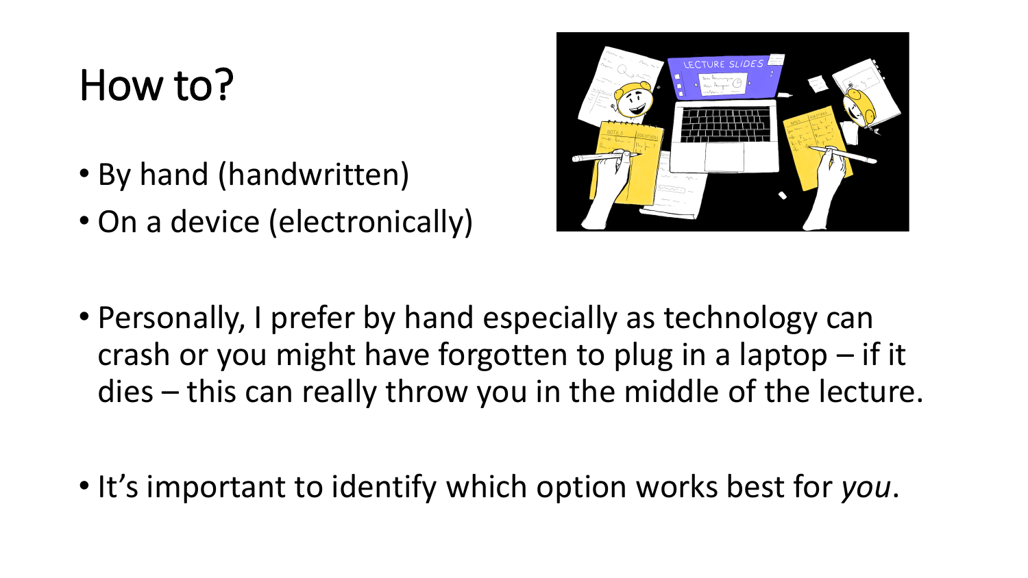# How to?

- By hand (handwritten)
- On a device (electronically)

- Personally, I prefer by hand especially as technology can crash or you might have forgotten to plug in a laptop – if it dies – this can really throw you in the middle of the lecture.

- It's important to identify which option works best for *you*.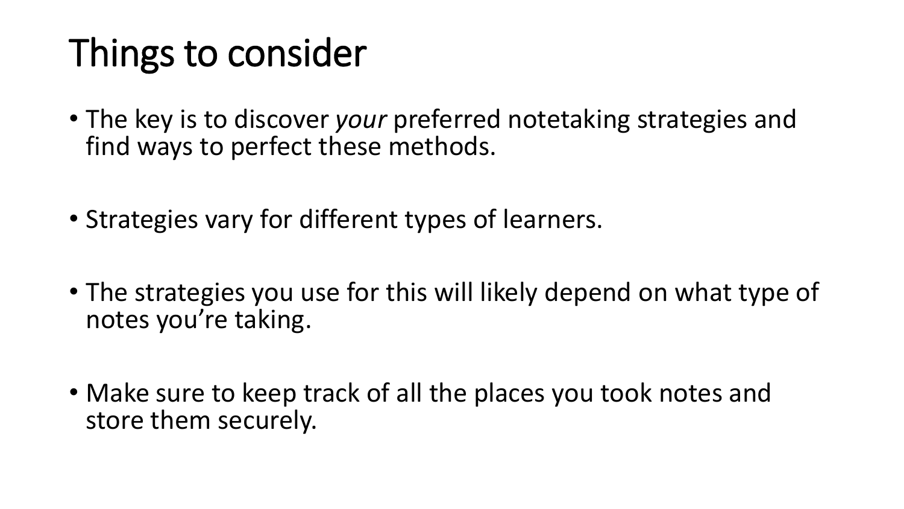# Things to consider

- The key is to discover *your* preferred notetaking strategies and find ways to perfect these methods.
- Strategies vary for different types of learners.
- The strategies you use for this will likely depend on what type of notes you're taking.
- Make sure to keep track of all the places you took notes and store them securely.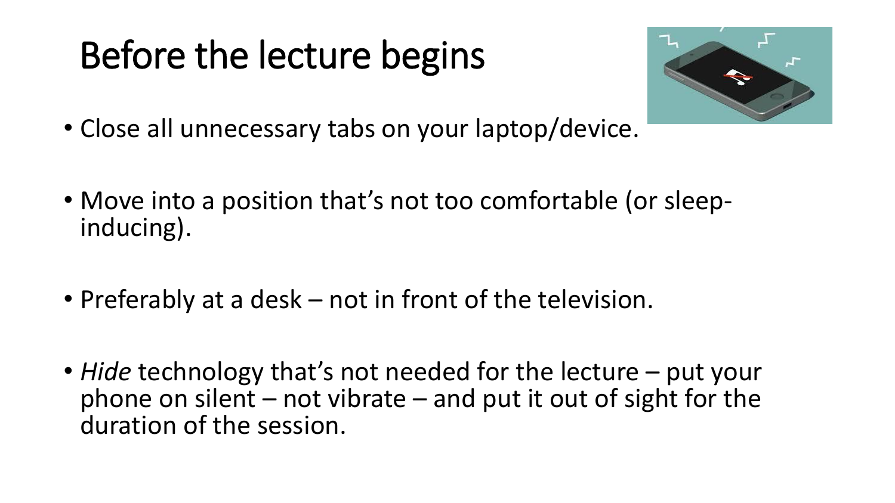# Before the lecture begins

- Close all unnecessary tabs on your laptop/device.

- Move into a position that's not too comfortable (or sleep-inducing).

- Preferably at a desk – not in front of the television.

- *Hide* technology that's not needed for the lecture – put your phone on silent – not vibrate – and put it out of sight for the duration of the session.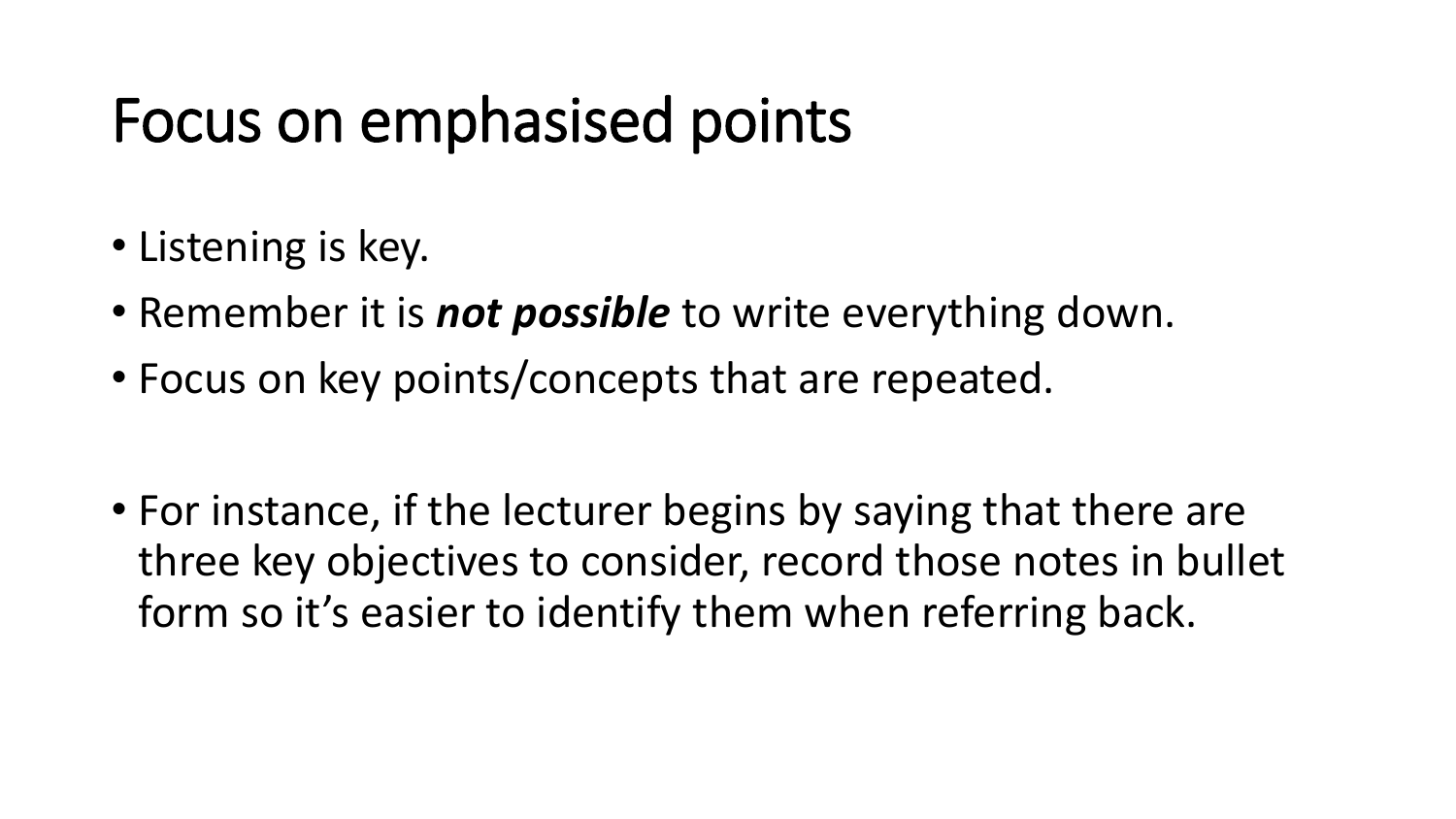# Focus on emphasised points

- Listening is key.
- Remember it is ***not possible*** to write everything down.
- Focus on key points/concepts that are repeated.

- For instance, if the lecturer begins by saying that there are three key objectives to consider, record those notes in bullet form so it's easier to identify them when referring back.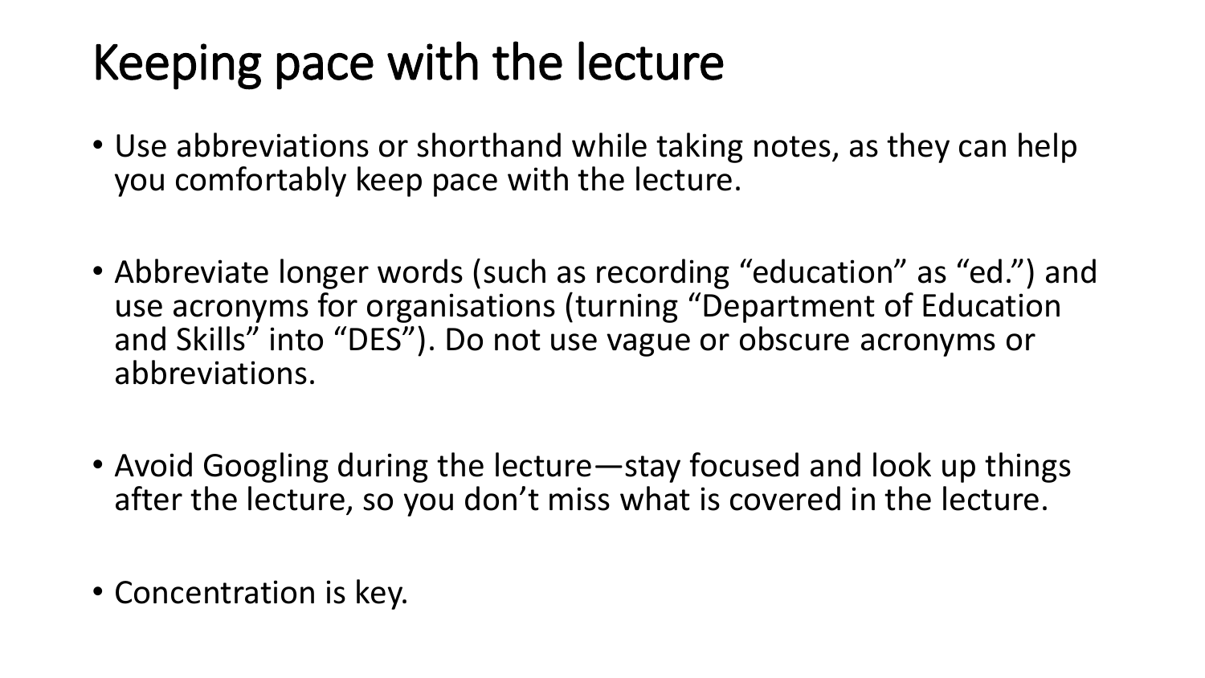# Keeping pace with the lecture

- Use abbreviations or shorthand while taking notes, as they can help you comfortably keep pace with the lecture.
- Abbreviate longer words (such as recording “education” as “ed.”) and use acronyms for organisations (turning “Department of Education and Skills” into “DES”). Do not use vague or obscure acronyms or abbreviations.
- Avoid Googling during the lecture—stay focused and look up things after the lecture, so you don’t miss what is covered in the lecture.
- Concentration is key.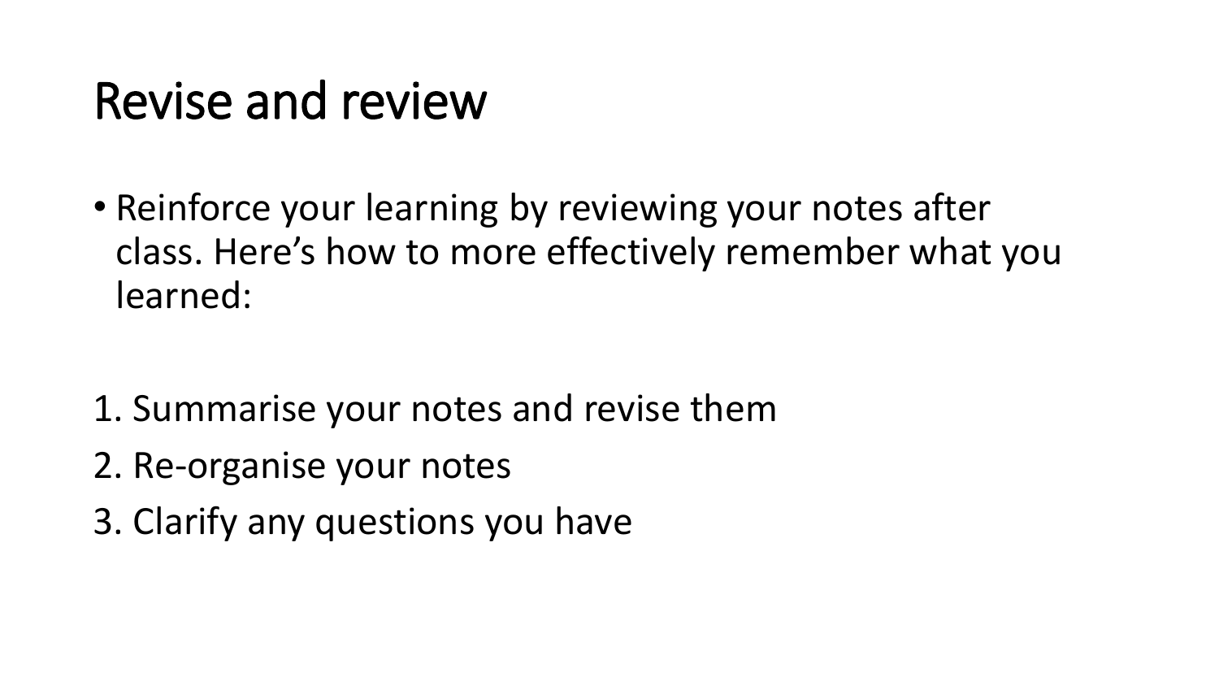# Revise and review

- Reinforce your learning by reviewing your notes after class. Here's how to more effectively remember what you learned:

1. Summarise your notes and revise them
2. Re-organise your notes
3. Clarify any questions you have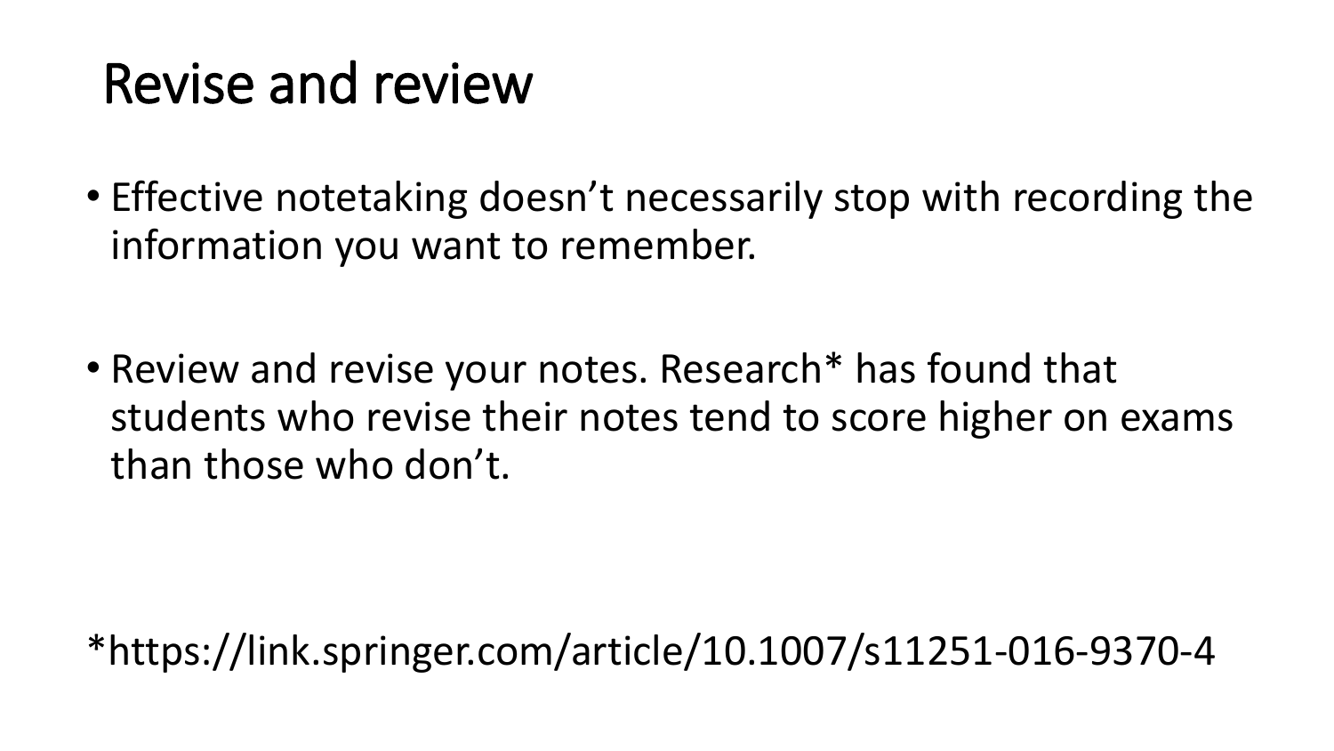# Revise and review

- Effective notetaking doesn't necessarily stop with recording the information you want to remember.

- Review and revise your notes. Research* has found that students who revise their notes tend to score higher on exams than those who don't.

*https://link.springer.com/article/10.1007/s11251-016-9370-4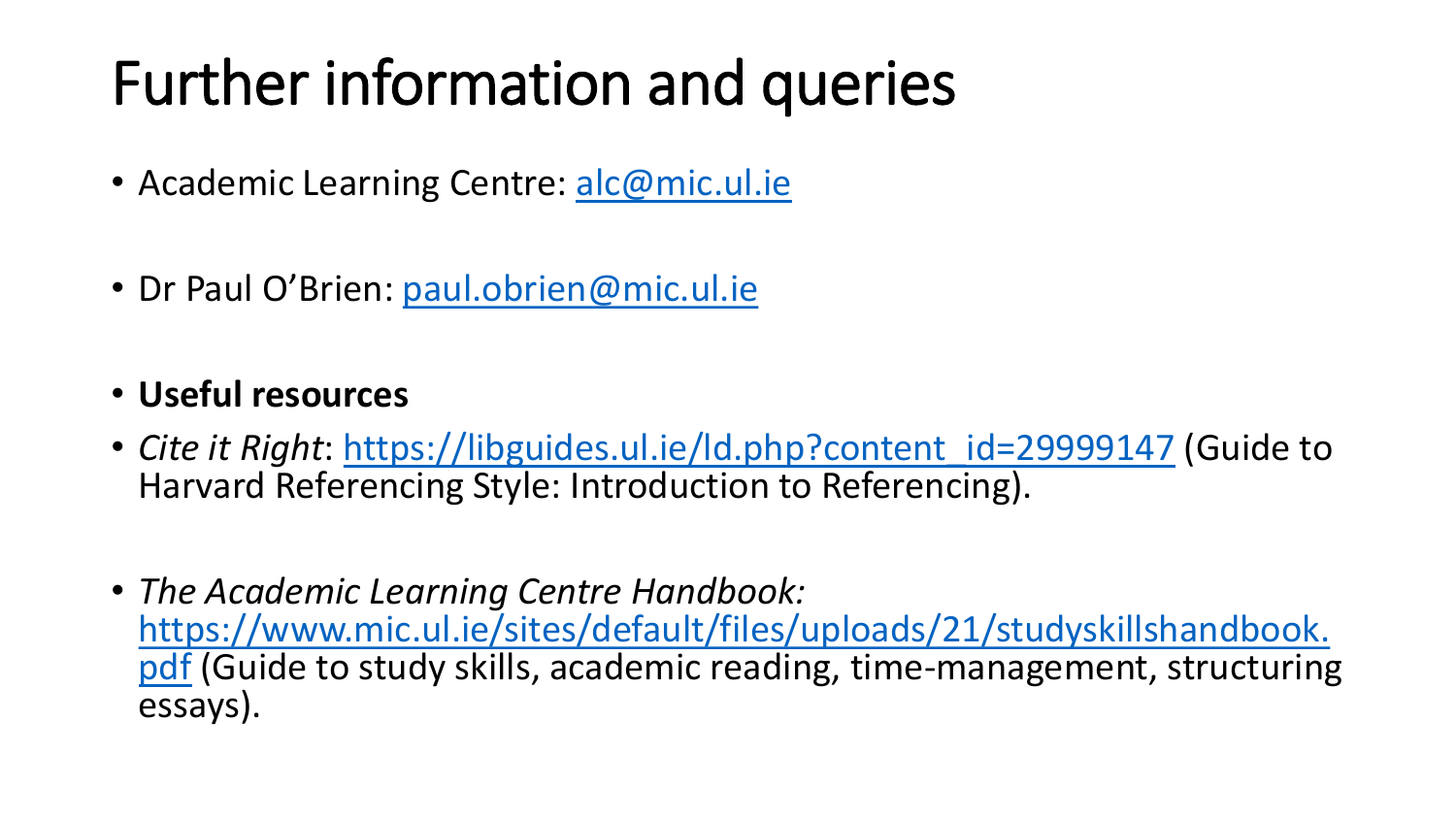# Further information and queries

- Academic Learning Centre: alc@mic.ul.ie
- Dr Paul O'Brien: paul.obrien@mic.ul.ie
- **Useful resources**
- *Cite it Right*: https://libguides.ul.ie/ld.php?content_id=29999147 (Guide to Harvard Referencing Style: Introduction to Referencing).
- *The Academic Learning Centre Handbook:* https://www.mic.ul.ie/sites/default/files/uploads/21/studyskillshandbook.pdf (Guide to study skills, academic reading, time-management, structuring essays).